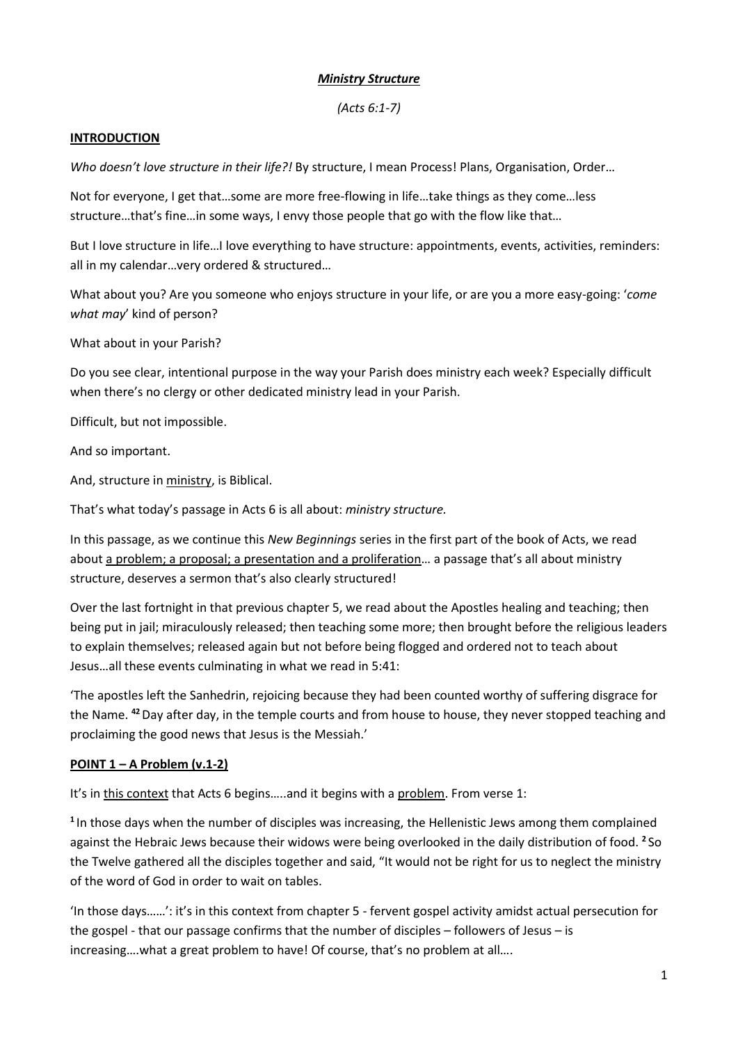***Ministry Structure***

*(Acts 6:1-7)*

**INTRODUCTION**

*Who doesn't love structure in their life?!* By structure, I mean Process! Plans, Organisation, Order…

Not for everyone, I get that…some are more free-flowing in life…take things as they come…less structure…that's fine…in some ways, I envy those people that go with the flow like that…

But I love structure in life…I love everything to have structure: appointments, events, activities, reminders: all in my calendar…very ordered & structured…

What about you? Are you someone who enjoys structure in your life, or are you a more easy-going: '*come what may*' kind of person?

What about in your Parish?

Do you see clear, intentional purpose in the way your Parish does ministry each week? Especially difficult when there's no clergy or other dedicated ministry lead in your Parish.

Difficult, but not impossible.

And so important.

And, structure in <u>ministry</u>, is Biblical.

That's what today's passage in Acts 6 is all about: *ministry structure.*

In this passage, as we continue this *New Beginnings* series in the first part of the book of Acts, we read about <u>a problem; a proposal; a presentation and a proliferation</u>… a passage that's all about ministry structure, deserves a sermon that's also clearly structured!

Over the last fortnight in that previous chapter 5, we read about the Apostles healing and teaching; then being put in jail; miraculously released; then teaching some more; then brought before the religious leaders to explain themselves; released again but not before being flogged and ordered not to teach about Jesus…all these events culminating in what we read in 5:41:

'The apostles left the Sanhedrin, rejoicing because they had been counted worthy of suffering disgrace for the Name. **42** Day after day, in the temple courts and from house to house, they never stopped teaching and proclaiming the good news that Jesus is the Messiah.'

**<u>POINT 1 – A Problem (v.1-2)</u>**

It's in <u>this context</u> that Acts 6 begins…..and it begins with a <u>problem</u>. From verse 1:

**1** In those days when the number of disciples was increasing, the Hellenistic Jews among them complained against the Hebraic Jews because their widows were being overlooked in the daily distribution of food. **2** So the Twelve gathered all the disciples together and said, "It would not be right for us to neglect the ministry of the word of God in order to wait on tables.

'In those days……': it's in this context from chapter 5 - fervent gospel activity amidst actual persecution for the gospel - that our passage confirms that the number of disciples – followers of Jesus – is increasing….what a great problem to have! Of course, that's no problem at all….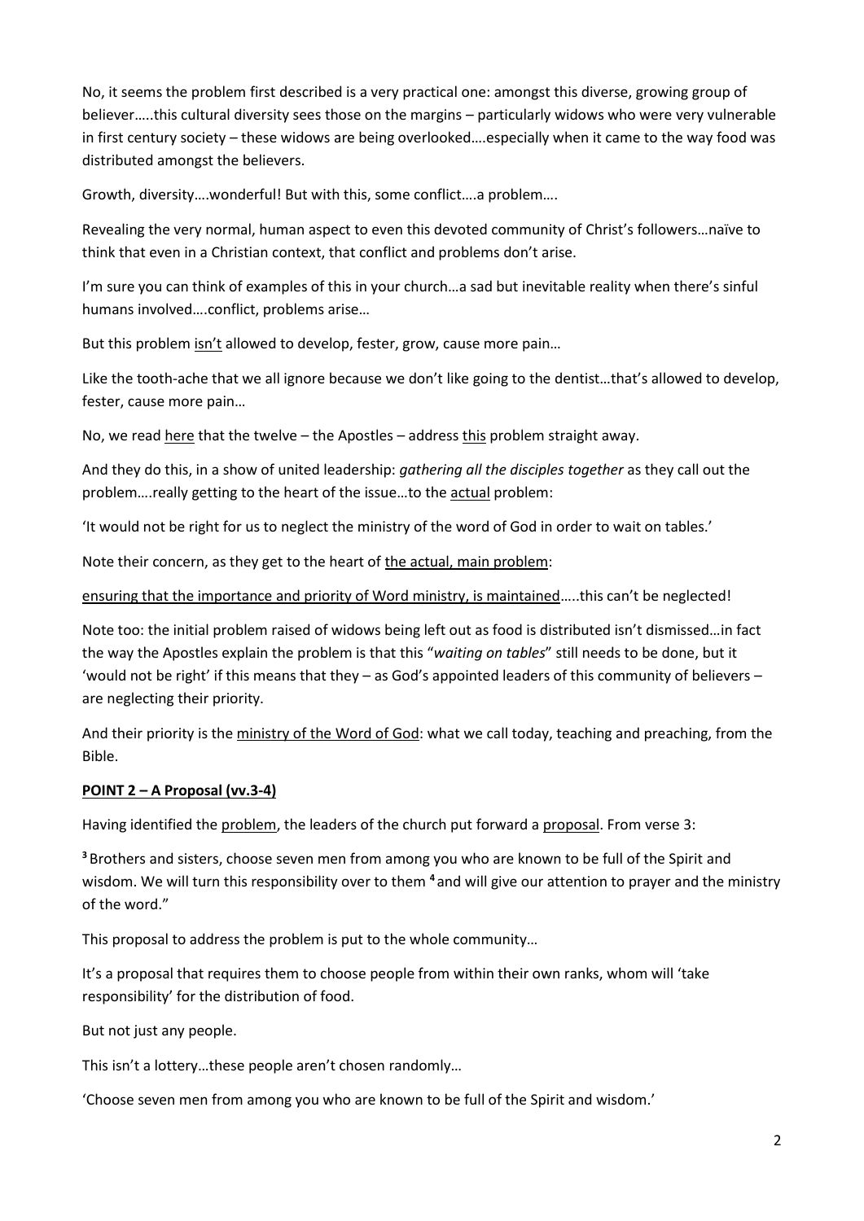No, it seems the problem first described is a very practical one: amongst this diverse, growing group of believer…..this cultural diversity sees those on the margins – particularly widows who were very vulnerable in first century society – these widows are being overlooked….especially when it came to the way food was distributed amongst the believers.

Growth, diversity….wonderful! But with this, some conflict….a problem….

Revealing the very normal, human aspect to even this devoted community of Christ's followers…naïve to think that even in a Christian context, that conflict and problems don't arise.

I'm sure you can think of examples of this in your church…a sad but inevitable reality when there's sinful humans involved….conflict, problems arise…

But this problem <u>isn't</u> allowed to develop, fester, grow, cause more pain…

Like the tooth-ache that we all ignore because we don't like going to the dentist…that's allowed to develop, fester, cause more pain…

No, we read <u>here</u> that the twelve – the Apostles – address <u>this</u> problem straight away.

And they do this, in a show of united leadership: *gathering all the disciples together* as they call out the problem….really getting to the heart of the issue…to the <u>actual</u> problem:

'It would not be right for us to neglect the ministry of the word of God in order to wait on tables.'

Note their concern, as they get to the heart of <u>the actual, main problem</u>:

<u>ensuring that the importance and priority of Word ministry, is maintained</u>…..this can't be neglected!

Note too: the initial problem raised of widows being left out as food is distributed isn't dismissed…in fact the way the Apostles explain the problem is that this "*waiting on tables*" still needs to be done, but it 'would not be right' if this means that they – as God's appointed leaders of this community of believers – are neglecting their priority.

And their priority is the <u>ministry of the Word of God</u>: what we call today, teaching and preaching, from the Bible.

**<u>POINT 2 – A Proposal (vv.3-4)</u>**

Having identified the <u>problem</u>, the leaders of the church put forward a <u>proposal</u>. From verse 3:

**3** Brothers and sisters, choose seven men from among you who are known to be full of the Spirit and wisdom. We will turn this responsibility over to them **4** and will give our attention to prayer and the ministry of the word."

This proposal to address the problem is put to the whole community…

It's a proposal that requires them to choose people from within their own ranks, whom will 'take responsibility' for the distribution of food.

But not just any people.

This isn't a lottery…these people aren't chosen randomly…

'Choose seven men from among you who are known to be full of the Spirit and wisdom.'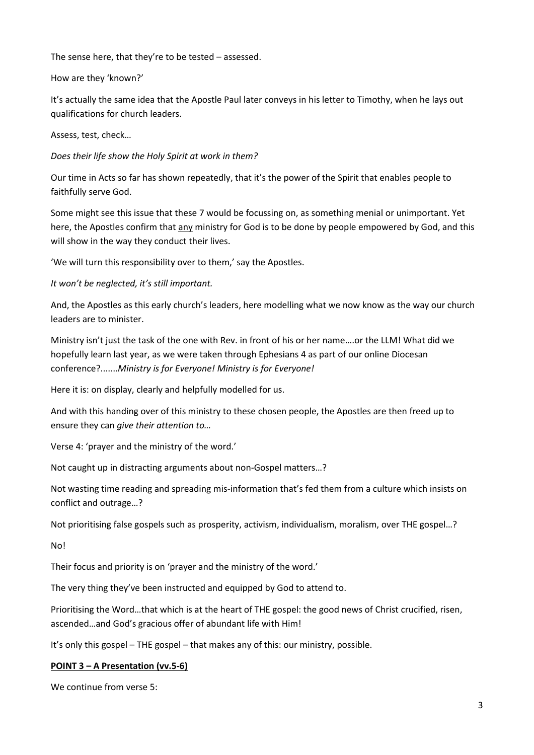The sense here, that they're to be tested – assessed.

How are they 'known?'

It's actually the same idea that the Apostle Paul later conveys in his letter to Timothy, when he lays out qualifications for church leaders.

Assess, test, check…

*Does their life show the Holy Spirit at work in them?*

Our time in Acts so far has shown repeatedly, that it's the power of the Spirit that enables people to faithfully serve God.

Some might see this issue that these 7 would be focussing on, as something menial or unimportant. Yet here, the Apostles confirm that <u>any</u> ministry for God is to be done by people empowered by God, and this will show in the way they conduct their lives.

'We will turn this responsibility over to them,' say the Apostles.

*It won't be neglected, it's still important.*

And, the Apostles as this early church's leaders, here modelling what we now know as the way our church leaders are to minister.

Ministry isn't just the task of the one with Rev. in front of his or her name….or the LLM! What did we hopefully learn last year, as we were taken through Ephesians 4 as part of our online Diocesan conference?.......*Ministry is for Everyone! Ministry is for Everyone!*

Here it is: on display, clearly and helpfully modelled for us.

And with this handing over of this ministry to these chosen people, the Apostles are then freed up to ensure they can *give their attention to…*

Verse 4: 'prayer and the ministry of the word.'

Not caught up in distracting arguments about non-Gospel matters…?

Not wasting time reading and spreading mis-information that's fed them from a culture which insists on conflict and outrage…?

Not prioritising false gospels such as prosperity, activism, individualism, moralism, over THE gospel…?

No!

Their focus and priority is on 'prayer and the ministry of the word.'

The very thing they've been instructed and equipped by God to attend to.

Prioritising the Word…that which is at the heart of THE gospel: the good news of Christ crucified, risen, ascended…and God's gracious offer of abundant life with Him!

It's only this gospel – THE gospel – that makes any of this: our ministry, possible.

**<u>POINT 3 – A Presentation (vv.5-6)</u>**

We continue from verse 5: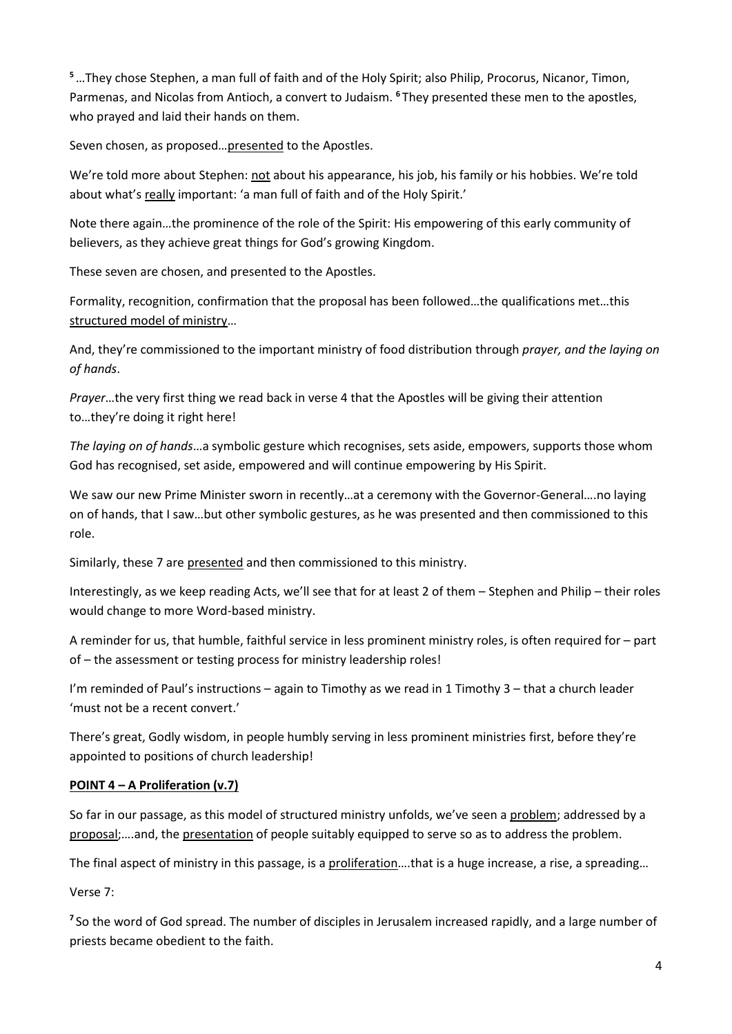[5] …They chose Stephen, a man full of faith and of the Holy Spirit; also Philip, Procorus, Nicanor, Timon, Parmenas, and Nicolas from Antioch, a convert to Judaism. [6] They presented these men to the apostles, who prayed and laid their hands on them.

Seven chosen, as proposed…<u>presented</u> to the Apostles.

We're told more about Stephen: <u>not</u> about his appearance, his job, his family or his hobbies. We're told about what's <u>really</u> important: 'a man full of faith and of the Holy Spirit.'

Note there again…the prominence of the role of the Spirit: His empowering of this early community of believers, as they achieve great things for God's growing Kingdom.

These seven are chosen, and presented to the Apostles.

Formality, recognition, confirmation that the proposal has been followed…the qualifications met…this <u>structured model of ministry</u>…

And, they're commissioned to the important ministry of food distribution through *prayer, and the laying on of hands*.

*Prayer*…the very first thing we read back in verse 4 that the Apostles will be giving their attention to…they're doing it right here!

*The laying on of hands*…a symbolic gesture which recognises, sets aside, empowers, supports those whom God has recognised, set aside, empowered and will continue empowering by His Spirit.

We saw our new Prime Minister sworn in recently…at a ceremony with the Governor-General….no laying on of hands, that I saw…but other symbolic gestures, as he was presented and then commissioned to this role.

Similarly, these 7 are <u>presented</u> and then commissioned to this ministry.

Interestingly, as we keep reading Acts, we'll see that for at least 2 of them – Stephen and Philip – their roles would change to more Word-based ministry.

A reminder for us, that humble, faithful service in less prominent ministry roles, is often required for – part of – the assessment or testing process for ministry leadership roles!

I'm reminded of Paul's instructions – again to Timothy as we read in 1 Timothy 3 – that a church leader 'must not be a recent convert.'

There's great, Godly wisdom, in people humbly serving in less prominent ministries first, before they're appointed to positions of church leadership!

**<u>POINT 4 – A Proliferation (v.7)</u>**

So far in our passage, as this model of structured ministry unfolds, we've seen a <u>problem</u>; addressed by a <u>proposal</u>;….and, the <u>presentation</u> of people suitably equipped to serve so as to address the problem.

The final aspect of ministry in this passage, is a <u>proliferation</u>….that is a huge increase, a rise, a spreading…

Verse 7:

[7] So the word of God spread. The number of disciples in Jerusalem increased rapidly, and a large number of priests became obedient to the faith.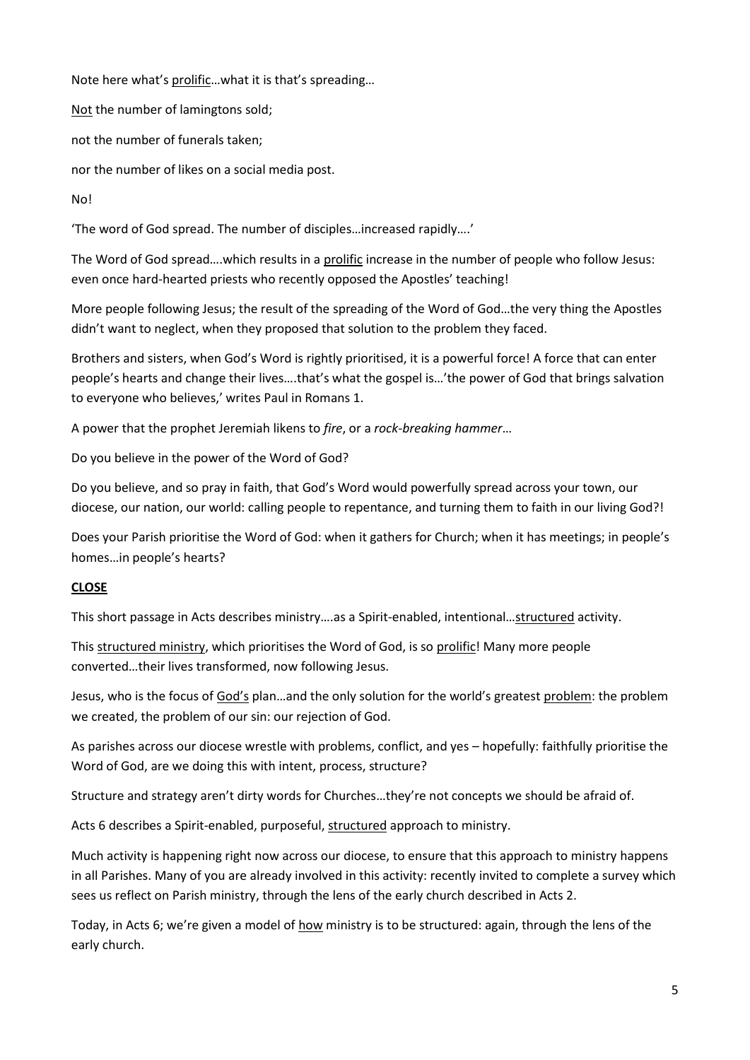Note here what's <u>prolific</u>…what it is that's spreading…

<u>Not</u> the number of lamingtons sold;

not the number of funerals taken;

nor the number of likes on a social media post.

No!

'The word of God spread. The number of disciples…increased rapidly….'

The Word of God spread….which results in a <u>prolific</u> increase in the number of people who follow Jesus: even once hard-hearted priests who recently opposed the Apostles' teaching!

More people following Jesus; the result of the spreading of the Word of God…the very thing the Apostles didn't want to neglect, when they proposed that solution to the problem they faced.

Brothers and sisters, when God's Word is rightly prioritised, it is a powerful force! A force that can enter people's hearts and change their lives….that's what the gospel is…'the power of God that brings salvation to everyone who believes,' writes Paul in Romans 1.

A power that the prophet Jeremiah likens to *fire*, or a *rock-breaking hammer*…

Do you believe in the power of the Word of God?

Do you believe, and so pray in faith, that God's Word would powerfully spread across your town, our diocese, our nation, our world: calling people to repentance, and turning them to faith in our living God?!

Does your Parish prioritise the Word of God: when it gathers for Church; when it has meetings; in people's homes…in people's hearts?

**<u>CLOSE</u>**

This short passage in Acts describes ministry….as a Spirit-enabled, intentional…<u>structured</u> activity.

This <u>structured ministry</u>, which prioritises the Word of God, is so <u>prolific</u>! Many more people converted…their lives transformed, now following Jesus.

Jesus, who is the focus of <u>God's</u> plan…and the only solution for the world's greatest <u>problem</u>: the problem we created, the problem of our sin: our rejection of God.

As parishes across our diocese wrestle with problems, conflict, and yes – hopefully: faithfully prioritise the Word of God, are we doing this with intent, process, structure?

Structure and strategy aren't dirty words for Churches…they're not concepts we should be afraid of.

Acts 6 describes a Spirit-enabled, purposeful, <u>structured</u> approach to ministry.

Much activity is happening right now across our diocese, to ensure that this approach to ministry happens in all Parishes. Many of you are already involved in this activity: recently invited to complete a survey which sees us reflect on Parish ministry, through the lens of the early church described in Acts 2.

Today, in Acts 6; we're given a model of <u>how</u> ministry is to be structured: again, through the lens of the early church.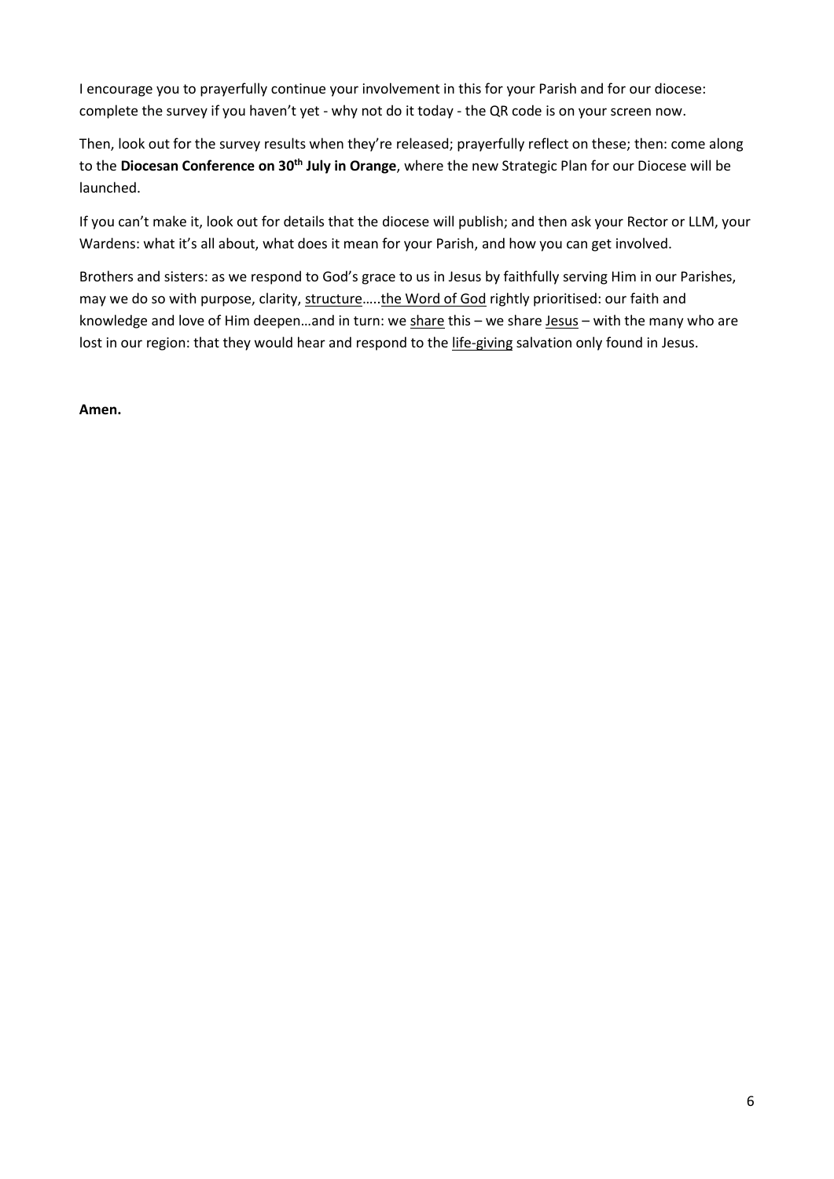I encourage you to prayerfully continue your involvement in this for your Parish and for our diocese: complete the survey if you haven't yet - why not do it today - the QR code is on your screen now.

Then, look out for the survey results when they're released; prayerfully reflect on these; then: come along to the **Diocesan Conference on 30th July in Orange**, where the new Strategic Plan for our Diocese will be launched.

If you can't make it, look out for details that the diocese will publish; and then ask your Rector or LLM, your Wardens: what it's all about, what does it mean for your Parish, and how you can get involved.

Brothers and sisters: as we respond to God's grace to us in Jesus by faithfully serving Him in our Parishes, may we do so with purpose, clarity, <u>structure</u>…..<u>the Word of God</u> rightly prioritised: our faith and knowledge and love of Him deepen…and in turn: we <u>share</u> this – we share <u>Jesus</u> – with the many who are lost in our region: that they would hear and respond to the <u>life-giving</u> salvation only found in Jesus.

**Amen.**